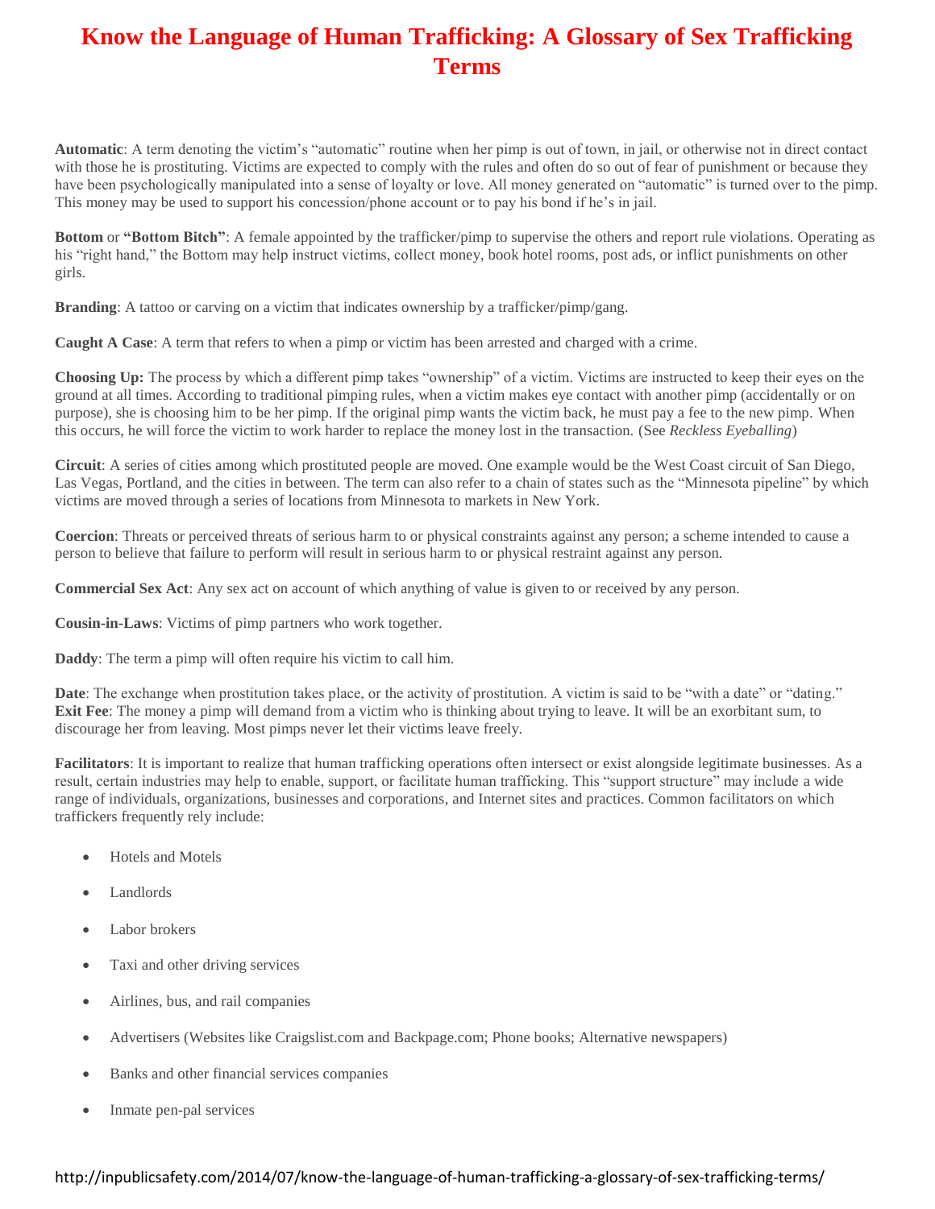# Know the Language of Human Trafficking: A Glossary of Sex Trafficking Terms

**Automatic**: A term denoting the victim's "automatic" routine when her pimp is out of town, in jail, or otherwise not in direct contact with those he is prostituting. Victims are expected to comply with the rules and often do so out of fear of punishment or because they have been psychologically manipulated into a sense of loyalty or love. All money generated on "automatic" is turned over to the pimp. This money may be used to support his concession/phone account or to pay his bond if he's in jail.

**Bottom** or **"Bottom Bitch"**: A female appointed by the trafficker/pimp to supervise the others and report rule violations. Operating as his "right hand," the Bottom may help instruct victims, collect money, book hotel rooms, post ads, or inflict punishments on other girls.

**Branding**: A tattoo or carving on a victim that indicates ownership by a trafficker/pimp/gang.

**Caught A Case**: A term that refers to when a pimp or victim has been arrested and charged with a crime.

**Choosing Up:** The process by which a different pimp takes "ownership" of a victim. Victims are instructed to keep their eyes on the ground at all times. According to traditional pimping rules, when a victim makes eye contact with another pimp (accidentally or on purpose), she is choosing him to be her pimp. If the original pimp wants the victim back, he must pay a fee to the new pimp. When this occurs, he will force the victim to work harder to replace the money lost in the transaction. (See *Reckless Eyeballing*)

**Circuit**: A series of cities among which prostituted people are moved. One example would be the West Coast circuit of San Diego, Las Vegas, Portland, and the cities in between. The term can also refer to a chain of states such as the "Minnesota pipeline" by which victims are moved through a series of locations from Minnesota to markets in New York.

**Coercion**: Threats or perceived threats of serious harm to or physical constraints against any person; a scheme intended to cause a person to believe that failure to perform will result in serious harm to or physical restraint against any person.

**Commercial Sex Act**: Any sex act on account of which anything of value is given to or received by any person.

**Cousin-in-Laws**: Victims of pimp partners who work together.

**Daddy**: The term a pimp will often require his victim to call him.

**Date**: The exchange when prostitution takes place, or the activity of prostitution. A victim is said to be "with a date" or "dating."

**Exit Fee**: The money a pimp will demand from a victim who is thinking about trying to leave. It will be an exorbitant sum, to discourage her from leaving. Most pimps never let their victims leave freely.

**Facilitators**: It is important to realize that human trafficking operations often intersect or exist alongside legitimate businesses. As a result, certain industries may help to enable, support, or facilitate human trafficking. This "support structure" may include a wide range of individuals, organizations, businesses and corporations, and Internet sites and practices. Common facilitators on which traffickers frequently rely include:

- Hotels and Motels
- Landlords
- Labor brokers
- Taxi and other driving services
- Airlines, bus, and rail companies
- Advertisers (Websites like Craigslist.com and Backpage.com; Phone books; Alternative newspapers)
- Banks and other financial services companies
- Inmate pen-pal services

http://inpublicsafety.com/2014/07/know-the-language-of-human-trafficking-a-glossary-of-sex-trafficking-terms/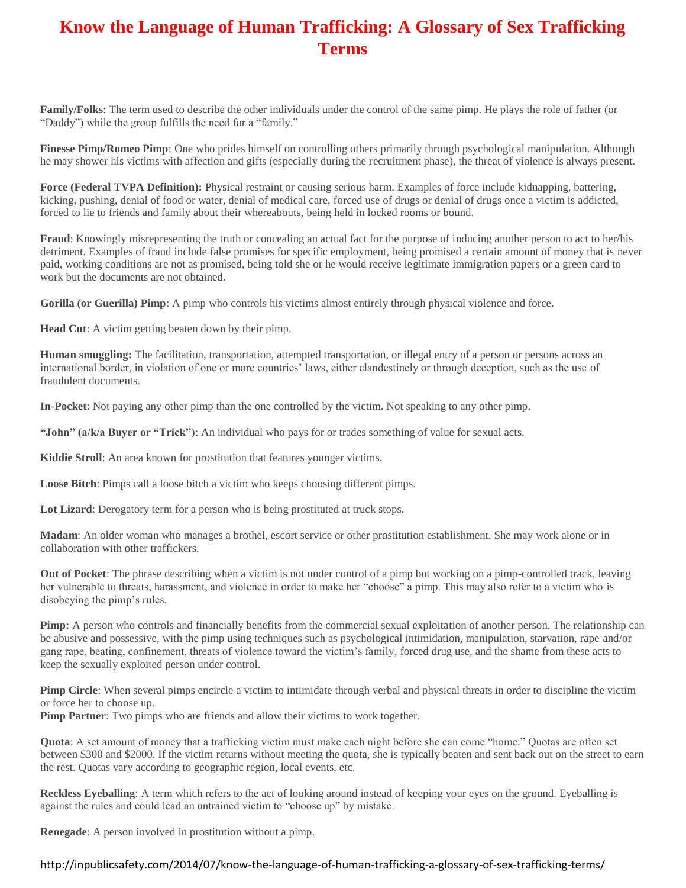# Know the Language of Human Trafficking: A Glossary of Sex Trafficking Terms

**Family/Folks**: The term used to describe the other individuals under the control of the same pimp. He plays the role of father (or "Daddy") while the group fulfills the need for a "family."

**Finesse Pimp/Romeo Pimp**: One who prides himself on controlling others primarily through psychological manipulation. Although he may shower his victims with affection and gifts (especially during the recruitment phase), the threat of violence is always present.

**Force (Federal TVPA Definition):** Physical restraint or causing serious harm. Examples of force include kidnapping, battering, kicking, pushing, denial of food or water, denial of medical care, forced use of drugs or denial of drugs once a victim is addicted, forced to lie to friends and family about their whereabouts, being held in locked rooms or bound.

**Fraud**: Knowingly misrepresenting the truth or concealing an actual fact for the purpose of inducing another person to act to her/his detriment. Examples of fraud include false promises for specific employment, being promised a certain amount of money that is never paid, working conditions are not as promised, being told she or he would receive legitimate immigration papers or a green card to work but the documents are not obtained.

**Gorilla (or Guerilla) Pimp**: A pimp who controls his victims almost entirely through physical violence and force.

**Head Cut**: A victim getting beaten down by their pimp.

**Human smuggling:** The facilitation, transportation, attempted transportation, or illegal entry of a person or persons across an international border, in violation of one or more countries' laws, either clandestinely or through deception, such as the use of fraudulent documents.

**In-Pocket**: Not paying any other pimp than the one controlled by the victim. Not speaking to any other pimp.

**"John" (a/k/a Buyer or "Trick")**: An individual who pays for or trades something of value for sexual acts.

**Kiddie Stroll**: An area known for prostitution that features younger victims.

**Loose Bitch**: Pimps call a loose bitch a victim who keeps choosing different pimps.

**Lot Lizard**: Derogatory term for a person who is being prostituted at truck stops.

**Madam**: An older woman who manages a brothel, escort service or other prostitution establishment. She may work alone or in collaboration with other traffickers.

**Out of Pocket**: The phrase describing when a victim is not under control of a pimp but working on a pimp-controlled track, leaving her vulnerable to threats, harassment, and violence in order to make her "choose" a pimp. This may also refer to a victim who is disobeying the pimp's rules.

**Pimp:** A person who controls and financially benefits from the commercial sexual exploitation of another person. The relationship can be abusive and possessive, with the pimp using techniques such as psychological intimidation, manipulation, starvation, rape and/or gang rape, beating, confinement, threats of violence toward the victim's family, forced drug use, and the shame from these acts to keep the sexually exploited person under control.

**Pimp Circle**: When several pimps encircle a victim to intimidate through verbal and physical threats in order to discipline the victim or force her to choose up.

**Pimp Partner**: Two pimps who are friends and allow their victims to work together.

**Quota**: A set amount of money that a trafficking victim must make each night before she can come "home." Quotas are often set between $300 and $2000. If the victim returns without meeting the quota, she is typically beaten and sent back out on the street to earn the rest. Quotas vary according to geographic region, local events, etc.

**Reckless Eyeballing**: A term which refers to the act of looking around instead of keeping your eyes on the ground. Eyeballing is against the rules and could lead an untrained victim to "choose up" by mistake.

**Renegade**: A person involved in prostitution without a pimp.

http://inpublicsafety.com/2014/07/know-the-language-of-human-trafficking-a-glossary-of-sex-trafficking-terms/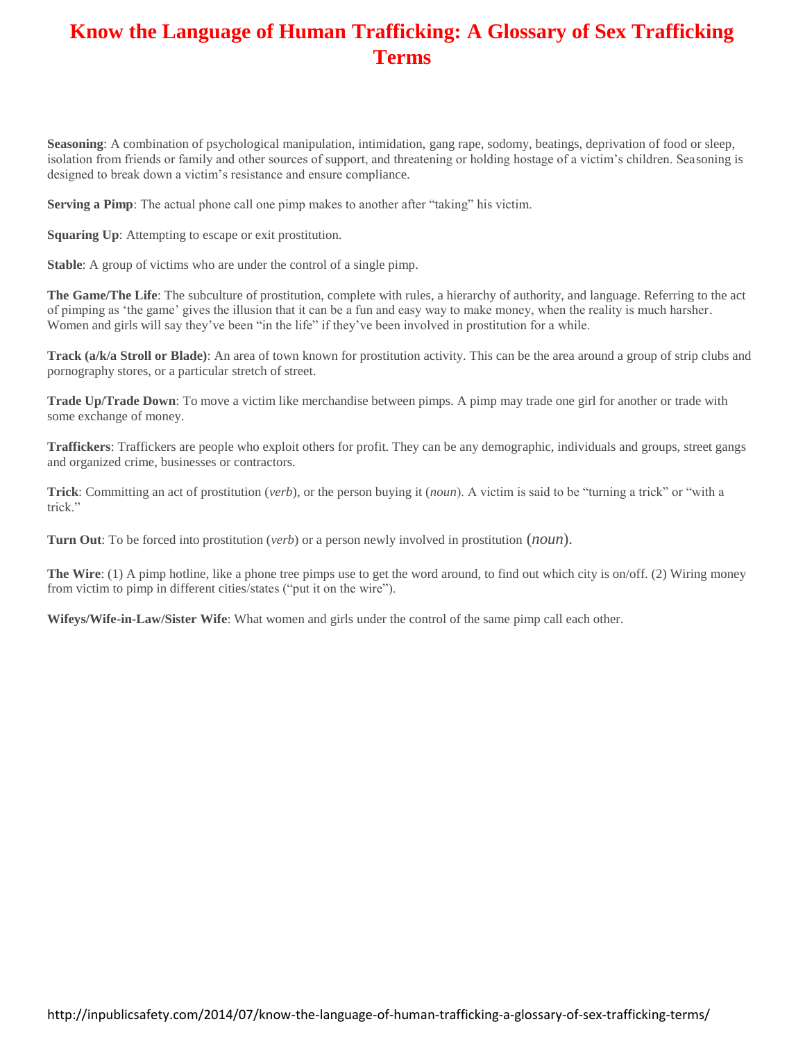# Know the Language of Human Trafficking: A Glossary of Sex Trafficking Terms

**Seasoning**: A combination of psychological manipulation, intimidation, gang rape, sodomy, beatings, deprivation of food or sleep, isolation from friends or family and other sources of support, and threatening or holding hostage of a victim's children. Seasoning is designed to break down a victim's resistance and ensure compliance.

**Serving a Pimp**: The actual phone call one pimp makes to another after "taking" his victim.

**Squaring Up**: Attempting to escape or exit prostitution.

**Stable**: A group of victims who are under the control of a single pimp.

**The Game/The Life**: The subculture of prostitution, complete with rules, a hierarchy of authority, and language. Referring to the act of pimping as 'the game' gives the illusion that it can be a fun and easy way to make money, when the reality is much harsher. Women and girls will say they've been "in the life" if they've been involved in prostitution for a while.

**Track (a/k/a Stroll or Blade)**: An area of town known for prostitution activity. This can be the area around a group of strip clubs and pornography stores, or a particular stretch of street.

**Trade Up/Trade Down**: To move a victim like merchandise between pimps. A pimp may trade one girl for another or trade with some exchange of money.

**Traffickers**: Traffickers are people who exploit others for profit. They can be any demographic, individuals and groups, street gangs and organized crime, businesses or contractors.

**Trick**: Committing an act of prostitution (*verb*), or the person buying it (*noun*). A victim is said to be "turning a trick" or "with a trick."

**Turn Out**: To be forced into prostitution (*verb*) or a person newly involved in prostitution (*noun*).

**The Wire**: (1) A pimp hotline, like a phone tree pimps use to get the word around, to find out which city is on/off. (2) Wiring money from victim to pimp in different cities/states ("put it on the wire").

**Wifeys/Wife-in-Law/Sister Wife**: What women and girls under the control of the same pimp call each other.

http://inpublicsafety.com/2014/07/know-the-language-of-human-trafficking-a-glossary-of-sex-trafficking-terms/